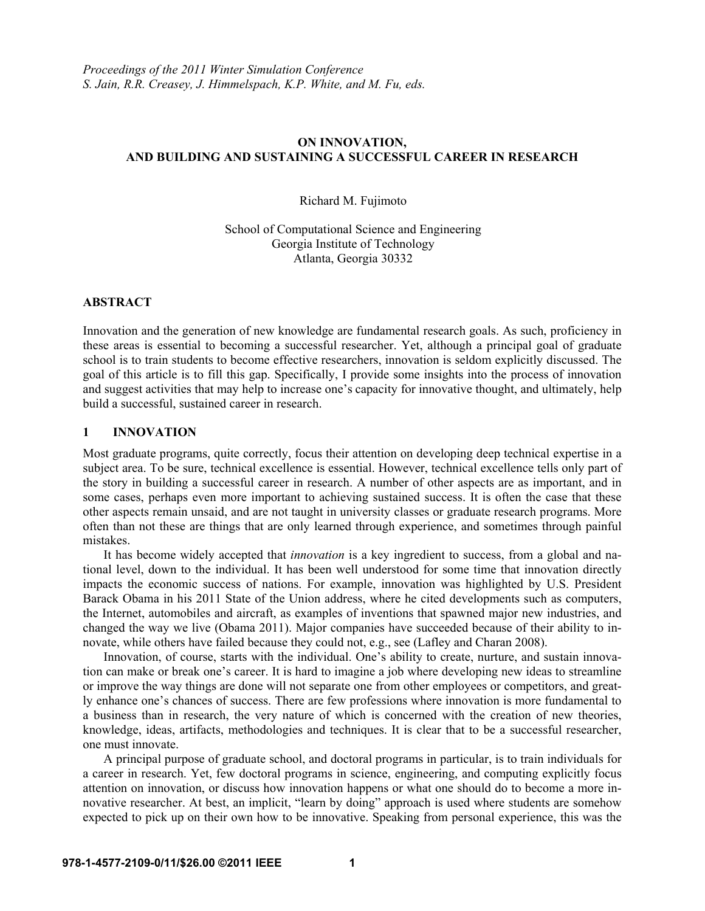*Proceedings of the 2011 Winter Simulation Conference*
*S. Jain, R.R. Creasey, J. Himmelspach, K.P. White, and M. Fu, eds.*

# ON INNOVATION, AND BUILDING AND SUSTAINING A SUCCESSFUL CAREER IN RESEARCH

Richard M. Fujimoto

School of Computational Science and Engineering
Georgia Institute of Technology
Atlanta, Georgia 30332

## ABSTRACT

Innovation and the generation of new knowledge are fundamental research goals. As such, proficiency in these areas is essential to becoming a successful researcher. Yet, although a principal goal of graduate school is to train students to become effective researchers, innovation is seldom explicitly discussed. The goal of this article is to fill this gap. Specifically, I provide some insights into the process of innovation and suggest activities that may help to increase one's capacity for innovative thought, and ultimately, help build a successful, sustained career in research.

## 1 INNOVATION

Most graduate programs, quite correctly, focus their attention on developing deep technical expertise in a subject area. To be sure, technical excellence is essential. However, technical excellence tells only part of the story in building a successful career in research. A number of other aspects are as important, and in some cases, perhaps even more important to achieving sustained success. It is often the case that these other aspects remain unsaid, and are not taught in university classes or graduate research programs. More often than not these are things that are only learned through experience, and sometimes through painful mistakes.

It has become widely accepted that *innovation* is a key ingredient to success, from a global and national level, down to the individual. It has been well understood for some time that innovation directly impacts the economic success of nations. For example, innovation was highlighted by U.S. President Barack Obama in his 2011 State of the Union address, where he cited developments such as computers, the Internet, automobiles and aircraft, as examples of inventions that spawned major new industries, and changed the way we live (Obama 2011). Major companies have succeeded because of their ability to innovate, while others have failed because they could not, e.g., see (Lafley and Charan 2008).

Innovation, of course, starts with the individual. One's ability to create, nurture, and sustain innovation can make or break one's career. It is hard to imagine a job where developing new ideas to streamline or improve the way things are done will not separate one from other employees or competitors, and greatly enhance one's chances of success. There are few professions where innovation is more fundamental to a business than in research, the very nature of which is concerned with the creation of new theories, knowledge, ideas, artifacts, methodologies and techniques. It is clear that to be a successful researcher, one must innovate.

A principal purpose of graduate school, and doctoral programs in particular, is to train individuals for a career in research. Yet, few doctoral programs in science, engineering, and computing explicitly focus attention on innovation, or discuss how innovation happens or what one should do to become a more innovative researcher. At best, an implicit, "learn by doing" approach is used where students are somehow expected to pick up on their own how to be innovative. Speaking from personal experience, this was the

978-1-4577-2109-0/11/$26.00 ©2011 IEEE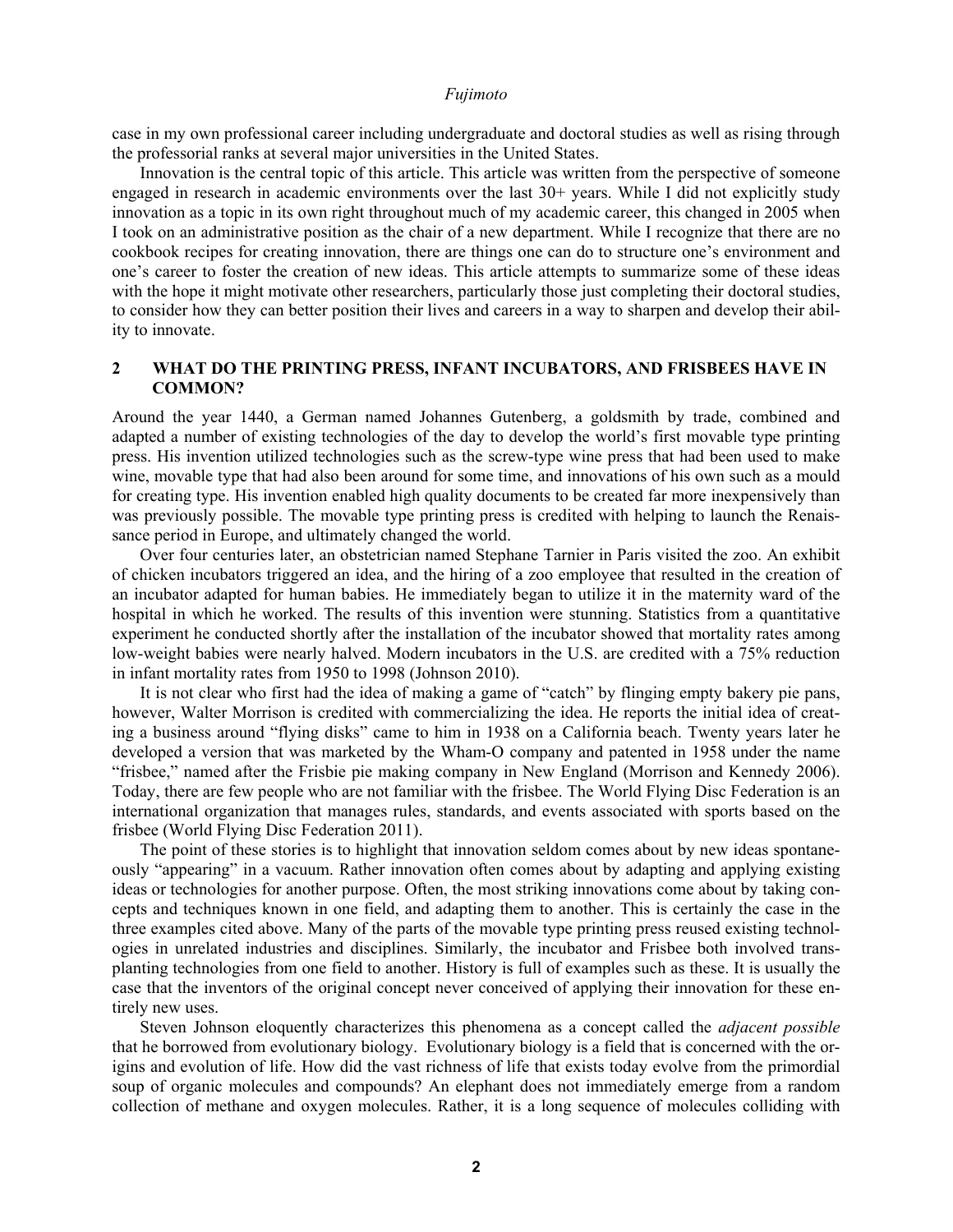case in my own professional career including undergraduate and doctoral studies as well as rising through the professorial ranks at several major universities in the United States.

Innovation is the central topic of this article. This article was written from the perspective of someone engaged in research in academic environments over the last 30+ years. While I did not explicitly study innovation as a topic in its own right throughout much of my academic career, this changed in 2005 when I took on an administrative position as the chair of a new department. While I recognize that there are no cookbook recipes for creating innovation, there are things one can do to structure one's environment and one's career to foster the creation of new ideas. This article attempts to summarize some of these ideas with the hope it might motivate other researchers, particularly those just completing their doctoral studies, to consider how they can better position their lives and careers in a way to sharpen and develop their ability to innovate.

## 2 WHAT DO THE PRINTING PRESS, INFANT INCUBATORS, AND FRISBEES HAVE IN COMMON?

Around the year 1440, a German named Johannes Gutenberg, a goldsmith by trade, combined and adapted a number of existing technologies of the day to develop the world's first movable type printing press. His invention utilized technologies such as the screw-type wine press that had been used to make wine, movable type that had also been around for some time, and innovations of his own such as a mould for creating type. His invention enabled high quality documents to be created far more inexpensively than was previously possible. The movable type printing press is credited with helping to launch the Renaissance period in Europe, and ultimately changed the world.

Over four centuries later, an obstetrician named Stephane Tarnier in Paris visited the zoo. An exhibit of chicken incubators triggered an idea, and the hiring of a zoo employee that resulted in the creation of an incubator adapted for human babies. He immediately began to utilize it in the maternity ward of the hospital in which he worked. The results of this invention were stunning. Statistics from a quantitative experiment he conducted shortly after the installation of the incubator showed that mortality rates among low-weight babies were nearly halved. Modern incubators in the U.S. are credited with a 75% reduction in infant mortality rates from 1950 to 1998 (Johnson 2010).

It is not clear who first had the idea of making a game of "catch" by flinging empty bakery pie pans, however, Walter Morrison is credited with commercializing the idea. He reports the initial idea of creating a business around "flying disks" came to him in 1938 on a California beach. Twenty years later he developed a version that was marketed by the Wham-O company and patented in 1958 under the name "frisbee," named after the Frisbie pie making company in New England (Morrison and Kennedy 2006). Today, there are few people who are not familiar with the frisbee. The World Flying Disc Federation is an international organization that manages rules, standards, and events associated with sports based on the frisbee (World Flying Disc Federation 2011).

The point of these stories is to highlight that innovation seldom comes about by new ideas spontaneously "appearing" in a vacuum. Rather innovation often comes about by adapting and applying existing ideas or technologies for another purpose. Often, the most striking innovations come about by taking concepts and techniques known in one field, and adapting them to another. This is certainly the case in the three examples cited above. Many of the parts of the movable type printing press reused existing technologies in unrelated industries and disciplines. Similarly, the incubator and Frisbee both involved transplanting technologies from one field to another. History is full of examples such as these. It is usually the case that the inventors of the original concept never conceived of applying their innovation for these entirely new uses.

Steven Johnson eloquently characterizes this phenomena as a concept called the *adjacent possible* that he borrowed from evolutionary biology. Evolutionary biology is a field that is concerned with the origins and evolution of life. How did the vast richness of life that exists today evolve from the primordial soup of organic molecules and compounds? An elephant does not immediately emerge from a random collection of methane and oxygen molecules. Rather, it is a long sequence of molecules colliding with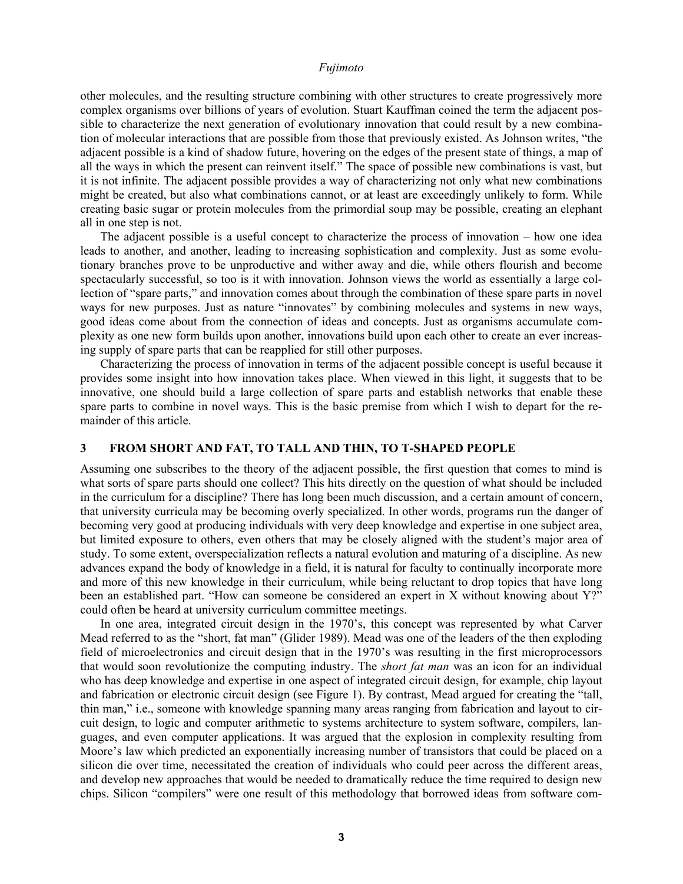other molecules, and the resulting structure combining with other structures to create progressively more complex organisms over billions of years of evolution. Stuart Kauffman coined the term the adjacent possible to characterize the next generation of evolutionary innovation that could result by a new combination of molecular interactions that are possible from those that previously existed. As Johnson writes, "the adjacent possible is a kind of shadow future, hovering on the edges of the present state of things, a map of all the ways in which the present can reinvent itself." The space of possible new combinations is vast, but it is not infinite. The adjacent possible provides a way of characterizing not only what new combinations might be created, but also what combinations cannot, or at least are exceedingly unlikely to form. While creating basic sugar or protein molecules from the primordial soup may be possible, creating an elephant all in one step is not.

The adjacent possible is a useful concept to characterize the process of innovation – how one idea leads to another, and another, leading to increasing sophistication and complexity. Just as some evolutionary branches prove to be unproductive and wither away and die, while others flourish and become spectacularly successful, so too is it with innovation. Johnson views the world as essentially a large collection of "spare parts," and innovation comes about through the combination of these spare parts in novel ways for new purposes. Just as nature "innovates" by combining molecules and systems in new ways, good ideas come about from the connection of ideas and concepts. Just as organisms accumulate complexity as one new form builds upon another, innovations build upon each other to create an ever increasing supply of spare parts that can be reapplied for still other purposes.

Characterizing the process of innovation in terms of the adjacent possible concept is useful because it provides some insight into how innovation takes place. When viewed in this light, it suggests that to be innovative, one should build a large collection of spare parts and establish networks that enable these spare parts to combine in novel ways. This is the basic premise from which I wish to depart for the remainder of this article.

## 3 FROM SHORT AND FAT, TO TALL AND THIN, TO T-SHAPED PEOPLE

Assuming one subscribes to the theory of the adjacent possible, the first question that comes to mind is what sorts of spare parts should one collect? This hits directly on the question of what should be included in the curriculum for a discipline? There has long been much discussion, and a certain amount of concern, that university curricula may be becoming overly specialized. In other words, programs run the danger of becoming very good at producing individuals with very deep knowledge and expertise in one subject area, but limited exposure to others, even others that may be closely aligned with the student's major area of study. To some extent, overspecialization reflects a natural evolution and maturing of a discipline. As new advances expand the body of knowledge in a field, it is natural for faculty to continually incorporate more and more of this new knowledge in their curriculum, while being reluctant to drop topics that have long been an established part. "How can someone be considered an expert in X without knowing about Y?" could often be heard at university curriculum committee meetings.

In one area, integrated circuit design in the 1970's, this concept was represented by what Carver Mead referred to as the "short, fat man" (Glider 1989). Mead was one of the leaders of the then exploding field of microelectronics and circuit design that in the 1970's was resulting in the first microprocessors that would soon revolutionize the computing industry. The *short fat man* was an icon for an individual who has deep knowledge and expertise in one aspect of integrated circuit design, for example, chip layout and fabrication or electronic circuit design (see Figure 1). By contrast, Mead argued for creating the "tall, thin man," i.e., someone with knowledge spanning many areas ranging from fabrication and layout to circuit design, to logic and computer arithmetic to systems architecture to system software, compilers, languages, and even computer applications. It was argued that the explosion in complexity resulting from Moore's law which predicted an exponentially increasing number of transistors that could be placed on a silicon die over time, necessitated the creation of individuals who could peer across the different areas, and develop new approaches that would be needed to dramatically reduce the time required to design new chips. Silicon "compilers" were one result of this methodology that borrowed ideas from software com-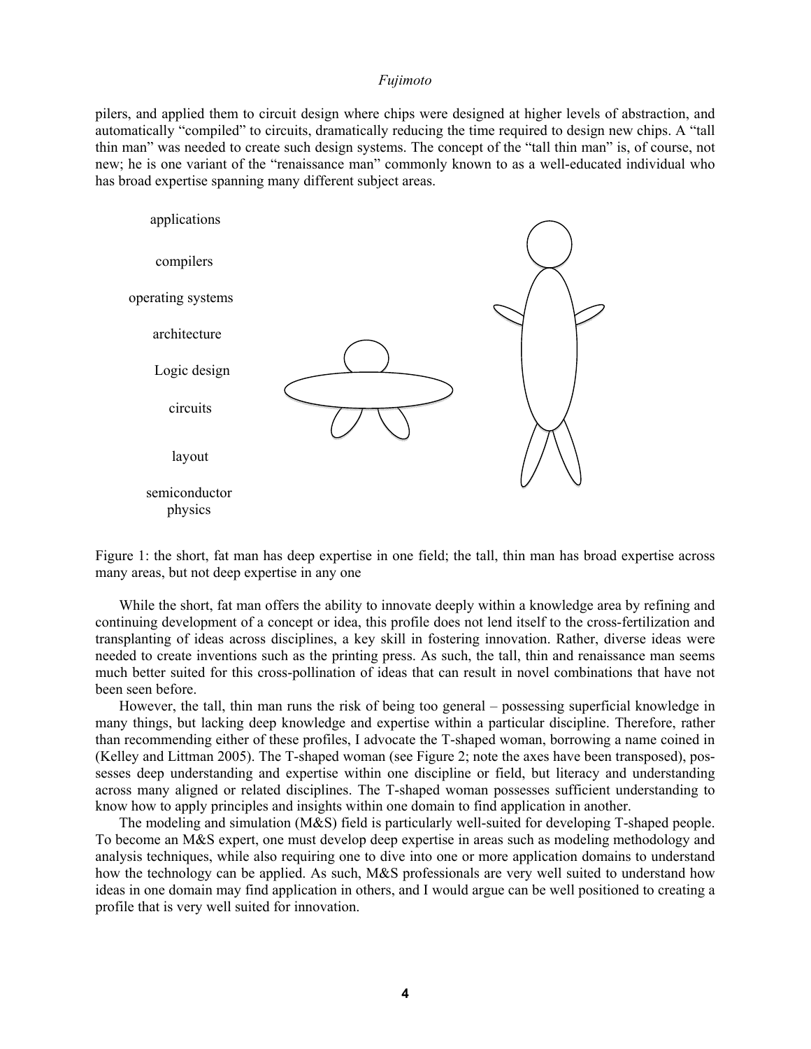pilers, and applied them to circuit design where chips were designed at higher levels of abstraction, and automatically "compiled" to circuits, dramatically reducing the time required to design new chips. A "tall thin man" was needed to create such design systems. The concept of the "tall thin man" is, of course, not new; he is one variant of the "renaissance man" commonly known to as a well-educated individual who has broad expertise spanning many different subject areas.

applications

compilers

operating systems

architecture

Logic design

circuits

layout

semiconductor physics

Figure 1: the short, fat man has deep expertise in one field; the tall, thin man has broad expertise across many areas, but not deep expertise in any one

While the short, fat man offers the ability to innovate deeply within a knowledge area by refining and continuing development of a concept or idea, this profile does not lend itself to the cross-fertilization and transplanting of ideas across disciplines, a key skill in fostering innovation. Rather, diverse ideas were needed to create inventions such as the printing press. As such, the tall, thin and renaissance man seems much better suited for this cross-pollination of ideas that can result in novel combinations that have not been seen before.

However, the tall, thin man runs the risk of being too general – possessing superficial knowledge in many things, but lacking deep knowledge and expertise within a particular discipline. Therefore, rather than recommending either of these profiles, I advocate the T-shaped woman, borrowing a name coined in (Kelley and Littman 2005). The T-shaped woman (see Figure 2; note the axes have been transposed), possesses deep understanding and expertise within one discipline or field, but literacy and understanding across many aligned or related disciplines. The T-shaped woman possesses sufficient understanding to know how to apply principles and insights within one domain to find application in another.

The modeling and simulation (M&S) field is particularly well-suited for developing T-shaped people. To become an M&S expert, one must develop deep expertise in areas such as modeling methodology and analysis techniques, while also requiring one to dive into one or more application domains to understand how the technology can be applied. As such, M&S professionals are very well suited to understand how ideas in one domain may find application in others, and I would argue can be well positioned to creating a profile that is very well suited for innovation.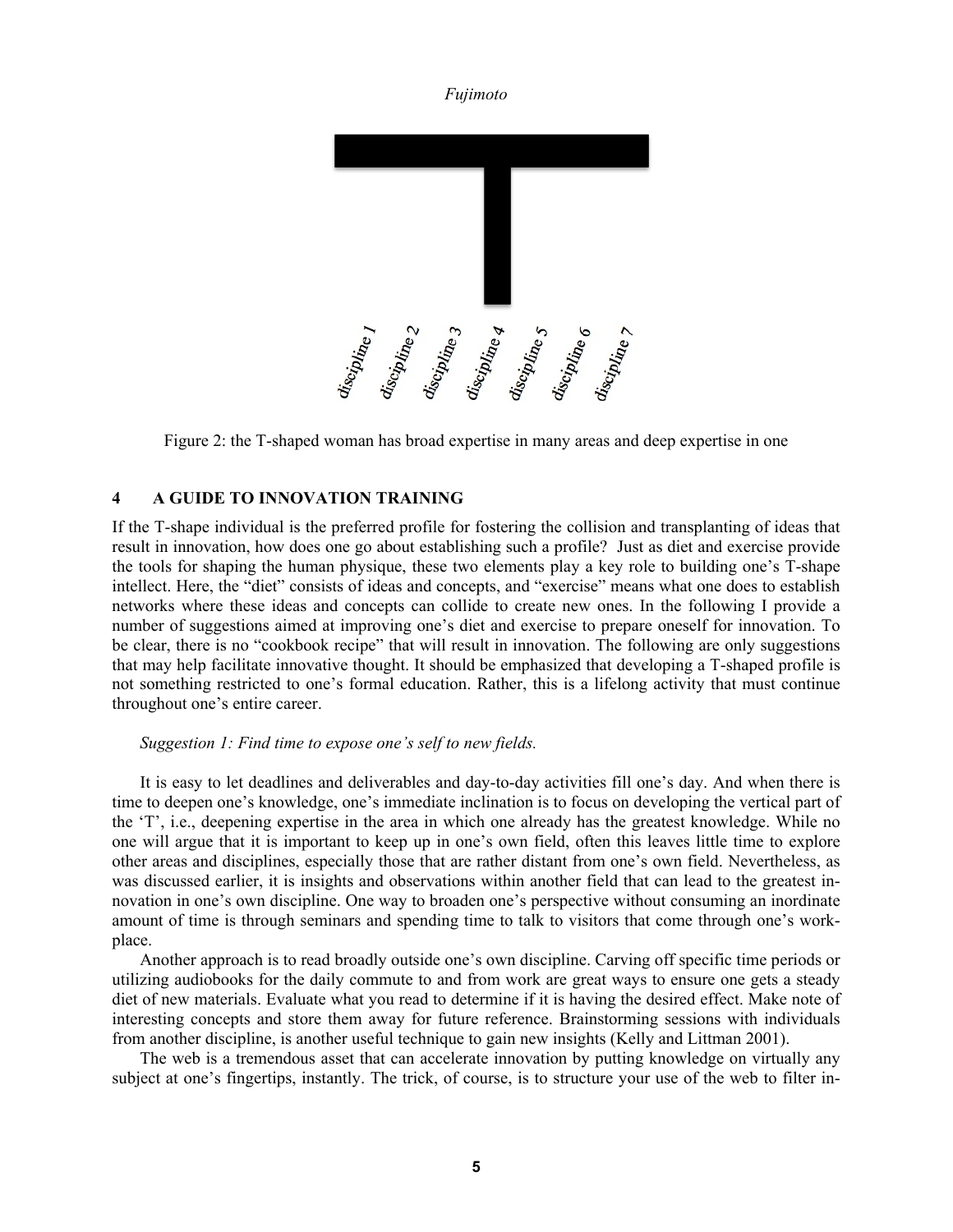Figure 2: the T-shaped woman has broad expertise in many areas and deep expertise in one

## 4 A GUIDE TO INNOVATION TRAINING

If the T-shape individual is the preferred profile for fostering the collision and transplanting of ideas that result in innovation, how does one go about establishing such a profile? Just as diet and exercise provide the tools for shaping the human physique, these two elements play a key role to building one's T-shape intellect. Here, the "diet" consists of ideas and concepts, and "exercise" means what one does to establish networks where these ideas and concepts can collide to create new ones. In the following I provide a number of suggestions aimed at improving one's diet and exercise to prepare oneself for innovation. To be clear, there is no "cookbook recipe" that will result in innovation. The following are only suggestions that may help facilitate innovative thought. It should be emphasized that developing a T-shaped profile is not something restricted to one's formal education. Rather, this is a lifelong activity that must continue throughout one's entire career.

*Suggestion 1: Find time to expose one's self to new fields.*

It is easy to let deadlines and deliverables and day-to-day activities fill one's day. And when there is time to deepen one's knowledge, one's immediate inclination is to focus on developing the vertical part of the 'T', i.e., deepening expertise in the area in which one already has the greatest knowledge. While no one will argue that it is important to keep up in one's own field, often this leaves little time to explore other areas and disciplines, especially those that are rather distant from one's own field. Nevertheless, as was discussed earlier, it is insights and observations within another field that can lead to the greatest innovation in one's own discipline. One way to broaden one's perspective without consuming an inordinate amount of time is through seminars and spending time to talk to visitors that come through one's workplace.

Another approach is to read broadly outside one's own discipline. Carving off specific time periods or utilizing audiobooks for the daily commute to and from work are great ways to ensure one gets a steady diet of new materials. Evaluate what you read to determine if it is having the desired effect. Make note of interesting concepts and store them away for future reference. Brainstorming sessions with individuals from another discipline, is another useful technique to gain new insights (Kelly and Littman 2001).

The web is a tremendous asset that can accelerate innovation by putting knowledge on virtually any subject at one's fingertips, instantly. The trick, of course, is to structure your use of the web to filter in-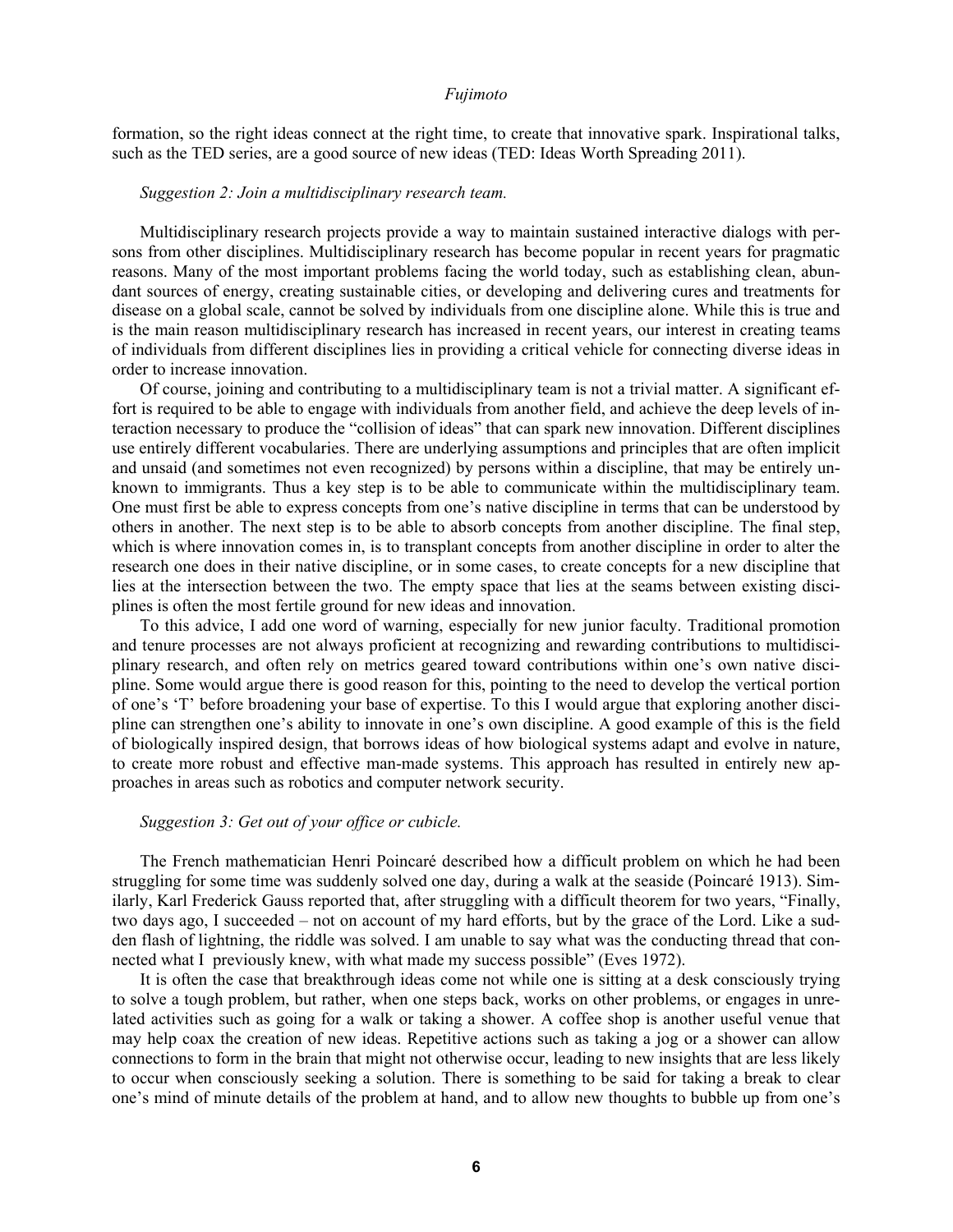formation, so the right ideas connect at the right time, to create that innovative spark. Inspirational talks, such as the TED series, are a good source of new ideas (TED: Ideas Worth Spreading 2011).

*Suggestion 2: Join a multidisciplinary research team.*

Multidisciplinary research projects provide a way to maintain sustained interactive dialogs with persons from other disciplines. Multidisciplinary research has become popular in recent years for pragmatic reasons. Many of the most important problems facing the world today, such as establishing clean, abundant sources of energy, creating sustainable cities, or developing and delivering cures and treatments for disease on a global scale, cannot be solved by individuals from one discipline alone. While this is true and is the main reason multidisciplinary research has increased in recent years, our interest in creating teams of individuals from different disciplines lies in providing a critical vehicle for connecting diverse ideas in order to increase innovation.

Of course, joining and contributing to a multidisciplinary team is not a trivial matter. A significant effort is required to be able to engage with individuals from another field, and achieve the deep levels of interaction necessary to produce the "collision of ideas" that can spark new innovation. Different disciplines use entirely different vocabularies. There are underlying assumptions and principles that are often implicit and unsaid (and sometimes not even recognized) by persons within a discipline, that may be entirely unknown to immigrants. Thus a key step is to be able to communicate within the multidisciplinary team. One must first be able to express concepts from one's native discipline in terms that can be understood by others in another. The next step is to be able to absorb concepts from another discipline. The final step, which is where innovation comes in, is to transplant concepts from another discipline in order to alter the research one does in their native discipline, or in some cases, to create concepts for a new discipline that lies at the intersection between the two. The empty space that lies at the seams between existing disciplines is often the most fertile ground for new ideas and innovation.

To this advice, I add one word of warning, especially for new junior faculty. Traditional promotion and tenure processes are not always proficient at recognizing and rewarding contributions to multidisciplinary research, and often rely on metrics geared toward contributions within one's own native discipline. Some would argue there is good reason for this, pointing to the need to develop the vertical portion of one's 'T' before broadening your base of expertise. To this I would argue that exploring another discipline can strengthen one's ability to innovate in one's own discipline. A good example of this is the field of biologically inspired design, that borrows ideas of how biological systems adapt and evolve in nature, to create more robust and effective man-made systems. This approach has resulted in entirely new approaches in areas such as robotics and computer network security.

*Suggestion 3: Get out of your office or cubicle.*

The French mathematician Henri Poincaré described how a difficult problem on which he had been struggling for some time was suddenly solved one day, during a walk at the seaside (Poincaré 1913). Similarly, Karl Frederick Gauss reported that, after struggling with a difficult theorem for two years, "Finally, two days ago, I succeeded – not on account of my hard efforts, but by the grace of the Lord. Like a sudden flash of lightning, the riddle was solved. I am unable to say what was the conducting thread that connected what I previously knew, with what made my success possible" (Eves 1972).

It is often the case that breakthrough ideas come not while one is sitting at a desk consciously trying to solve a tough problem, but rather, when one steps back, works on other problems, or engages in unrelated activities such as going for a walk or taking a shower. A coffee shop is another useful venue that may help coax the creation of new ideas. Repetitive actions such as taking a jog or a shower can allow connections to form in the brain that might not otherwise occur, leading to new insights that are less likely to occur when consciously seeking a solution. There is something to be said for taking a break to clear one's mind of minute details of the problem at hand, and to allow new thoughts to bubble up from one's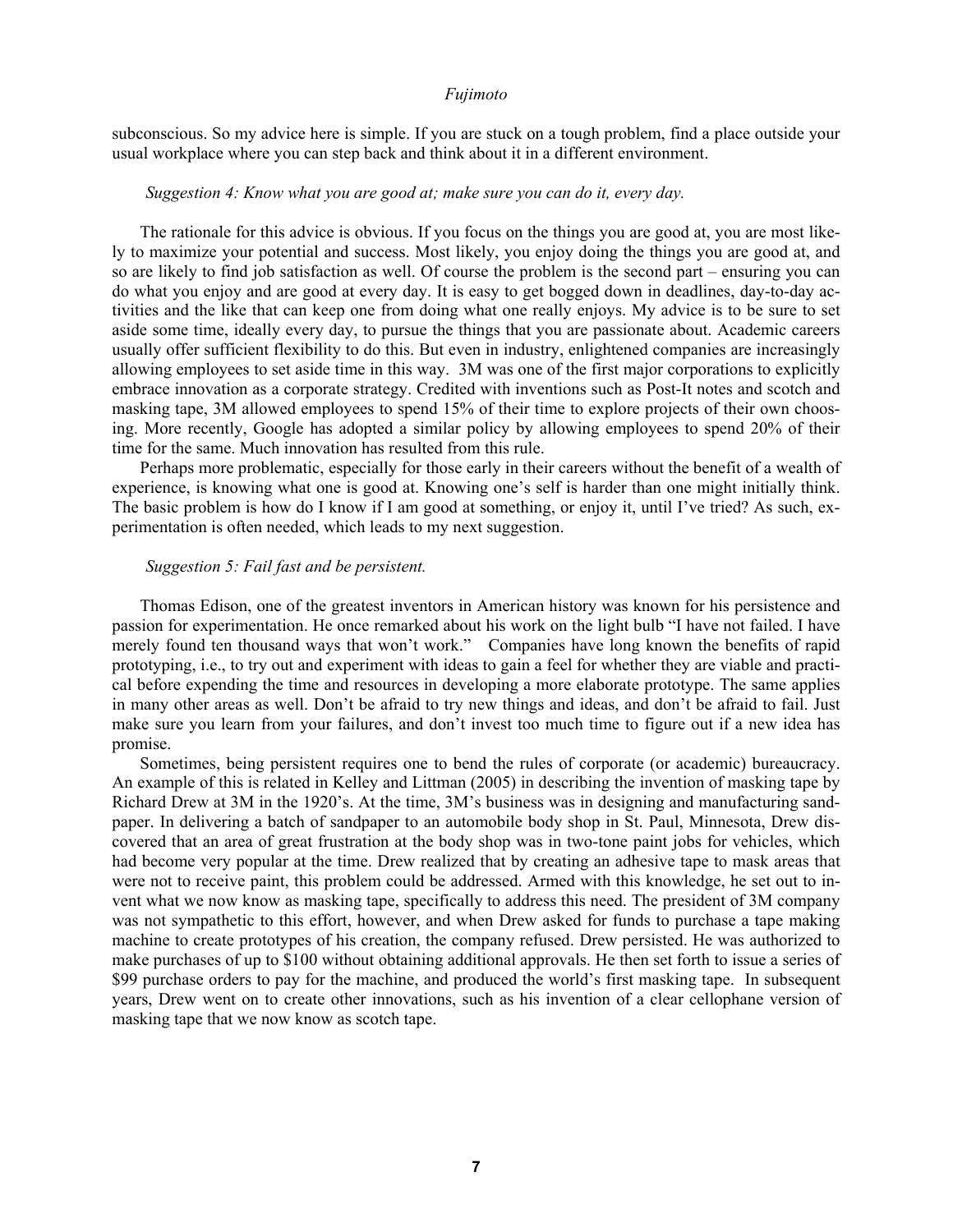subconscious. So my advice here is simple. If you are stuck on a tough problem, find a place outside your usual workplace where you can step back and think about it in a different environment.

*Suggestion 4: Know what you are good at; make sure you can do it, every day.*

The rationale for this advice is obvious. If you focus on the things you are good at, you are most likely to maximize your potential and success. Most likely, you enjoy doing the things you are good at, and so are likely to find job satisfaction as well. Of course the problem is the second part – ensuring you can do what you enjoy and are good at every day. It is easy to get bogged down in deadlines, day-to-day activities and the like that can keep one from doing what one really enjoys. My advice is to be sure to set aside some time, ideally every day, to pursue the things that you are passionate about. Academic careers usually offer sufficient flexibility to do this. But even in industry, enlightened companies are increasingly allowing employees to set aside time in this way. 3M was one of the first major corporations to explicitly embrace innovation as a corporate strategy. Credited with inventions such as Post-It notes and scotch and masking tape, 3M allowed employees to spend 15% of their time to explore projects of their own choosing. More recently, Google has adopted a similar policy by allowing employees to spend 20% of their time for the same. Much innovation has resulted from this rule.

Perhaps more problematic, especially for those early in their careers without the benefit of a wealth of experience, is knowing what one is good at. Knowing one's self is harder than one might initially think. The basic problem is how do I know if I am good at something, or enjoy it, until I've tried? As such, experimentation is often needed, which leads to my next suggestion.

*Suggestion 5: Fail fast and be persistent.*

Thomas Edison, one of the greatest inventors in American history was known for his persistence and passion for experimentation. He once remarked about his work on the light bulb "I have not failed. I have merely found ten thousand ways that won't work." Companies have long known the benefits of rapid prototyping, i.e., to try out and experiment with ideas to gain a feel for whether they are viable and practical before expending the time and resources in developing a more elaborate prototype. The same applies in many other areas as well. Don't be afraid to try new things and ideas, and don't be afraid to fail. Just make sure you learn from your failures, and don't invest too much time to figure out if a new idea has promise.

Sometimes, being persistent requires one to bend the rules of corporate (or academic) bureaucracy. An example of this is related in Kelley and Littman (2005) in describing the invention of masking tape by Richard Drew at 3M in the 1920's. At the time, 3M's business was in designing and manufacturing sandpaper. In delivering a batch of sandpaper to an automobile body shop in St. Paul, Minnesota, Drew discovered that an area of great frustration at the body shop was in two-tone paint jobs for vehicles, which had become very popular at the time. Drew realized that by creating an adhesive tape to mask areas that were not to receive paint, this problem could be addressed. Armed with this knowledge, he set out to invent what we now know as masking tape, specifically to address this need. The president of 3M company was not sympathetic to this effort, however, and when Drew asked for funds to purchase a tape making machine to create prototypes of his creation, the company refused. Drew persisted. He was authorized to make purchases of up to $100 without obtaining additional approvals. He then set forth to issue a series of $99 purchase orders to pay for the machine, and produced the world's first masking tape. In subsequent years, Drew went on to create other innovations, such as his invention of a clear cellophane version of masking tape that we now know as scotch tape.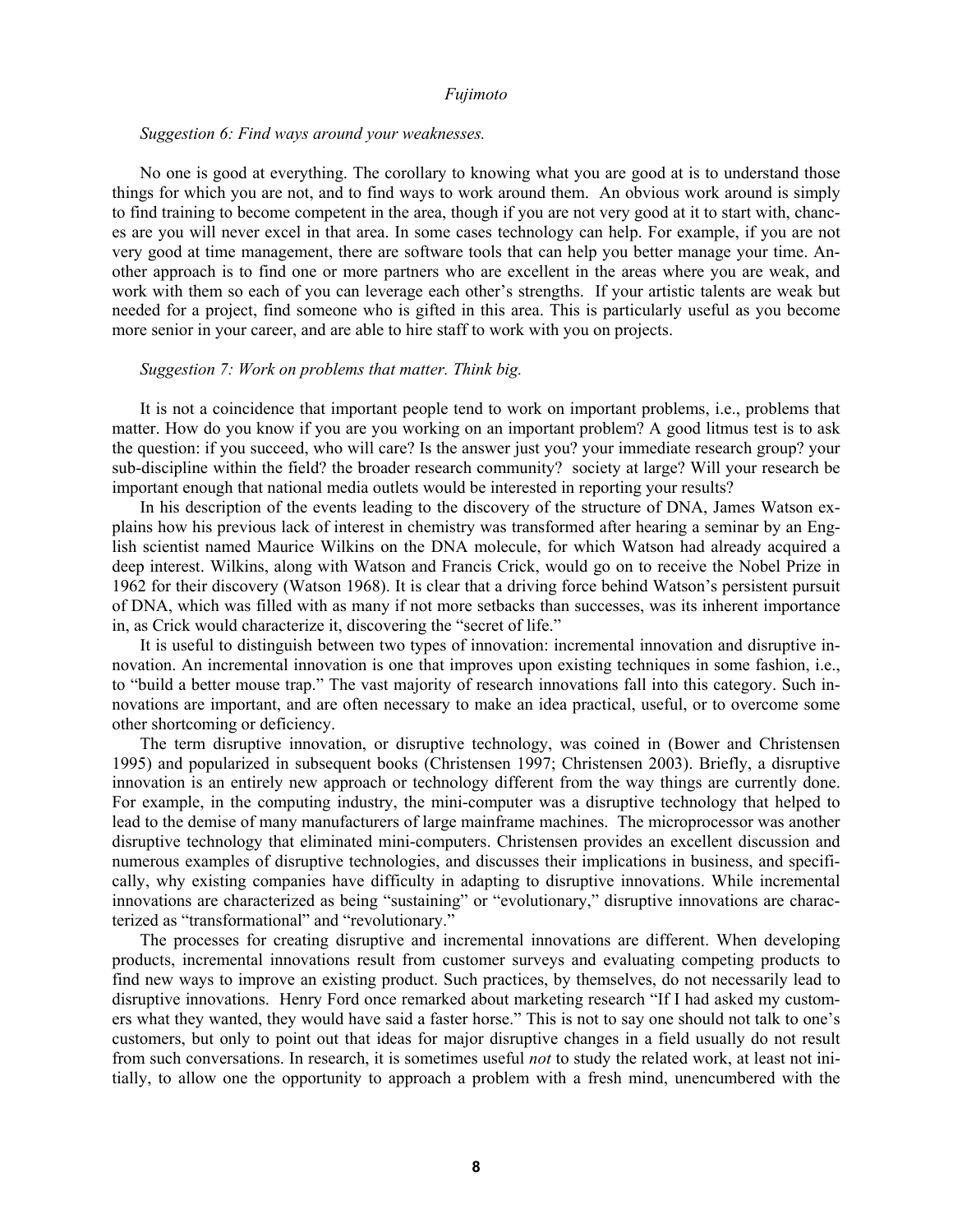*Suggestion 6: Find ways around your weaknesses.*

No one is good at everything. The corollary to knowing what you are good at is to understand those things for which you are not, and to find ways to work around them. An obvious work around is simply to find training to become competent in the area, though if you are not very good at it to start with, chances are you will never excel in that area. In some cases technology can help. For example, if you are not very good at time management, there are software tools that can help you better manage your time. Another approach is to find one or more partners who are excellent in the areas where you are weak, and work with them so each of you can leverage each other's strengths. If your artistic talents are weak but needed for a project, find someone who is gifted in this area. This is particularly useful as you become more senior in your career, and are able to hire staff to work with you on projects.

*Suggestion 7: Work on problems that matter. Think big.*

It is not a coincidence that important people tend to work on important problems, i.e., problems that matter. How do you know if you are you working on an important problem? A good litmus test is to ask the question: if you succeed, who will care? Is the answer just you? your immediate research group? your sub-discipline within the field? the broader research community? society at large? Will your research be important enough that national media outlets would be interested in reporting your results?

In his description of the events leading to the discovery of the structure of DNA, James Watson explains how his previous lack of interest in chemistry was transformed after hearing a seminar by an English scientist named Maurice Wilkins on the DNA molecule, for which Watson had already acquired a deep interest. Wilkins, along with Watson and Francis Crick, would go on to receive the Nobel Prize in 1962 for their discovery (Watson 1968). It is clear that a driving force behind Watson's persistent pursuit of DNA, which was filled with as many if not more setbacks than successes, was its inherent importance in, as Crick would characterize it, discovering the "secret of life."

It is useful to distinguish between two types of innovation: incremental innovation and disruptive innovation. An incremental innovation is one that improves upon existing techniques in some fashion, i.e., to "build a better mouse trap." The vast majority of research innovations fall into this category. Such innovations are important, and are often necessary to make an idea practical, useful, or to overcome some other shortcoming or deficiency.

The term disruptive innovation, or disruptive technology, was coined in (Bower and Christensen 1995) and popularized in subsequent books (Christensen 1997; Christensen 2003). Briefly, a disruptive innovation is an entirely new approach or technology different from the way things are currently done. For example, in the computing industry, the mini-computer was a disruptive technology that helped to lead to the demise of many manufacturers of large mainframe machines. The microprocessor was another disruptive technology that eliminated mini-computers. Christensen provides an excellent discussion and numerous examples of disruptive technologies, and discusses their implications in business, and specifically, why existing companies have difficulty in adapting to disruptive innovations. While incremental innovations are characterized as being "sustaining" or "evolutionary," disruptive innovations are characterized as "transformational" and "revolutionary."

The processes for creating disruptive and incremental innovations are different. When developing products, incremental innovations result from customer surveys and evaluating competing products to find new ways to improve an existing product. Such practices, by themselves, do not necessarily lead to disruptive innovations. Henry Ford once remarked about marketing research "If I had asked my customers what they wanted, they would have said a faster horse." This is not to say one should not talk to one's customers, but only to point out that ideas for major disruptive changes in a field usually do not result from such conversations. In research, it is sometimes useful *not* to study the related work, at least not initially, to allow one the opportunity to approach a problem with a fresh mind, unencumbered with the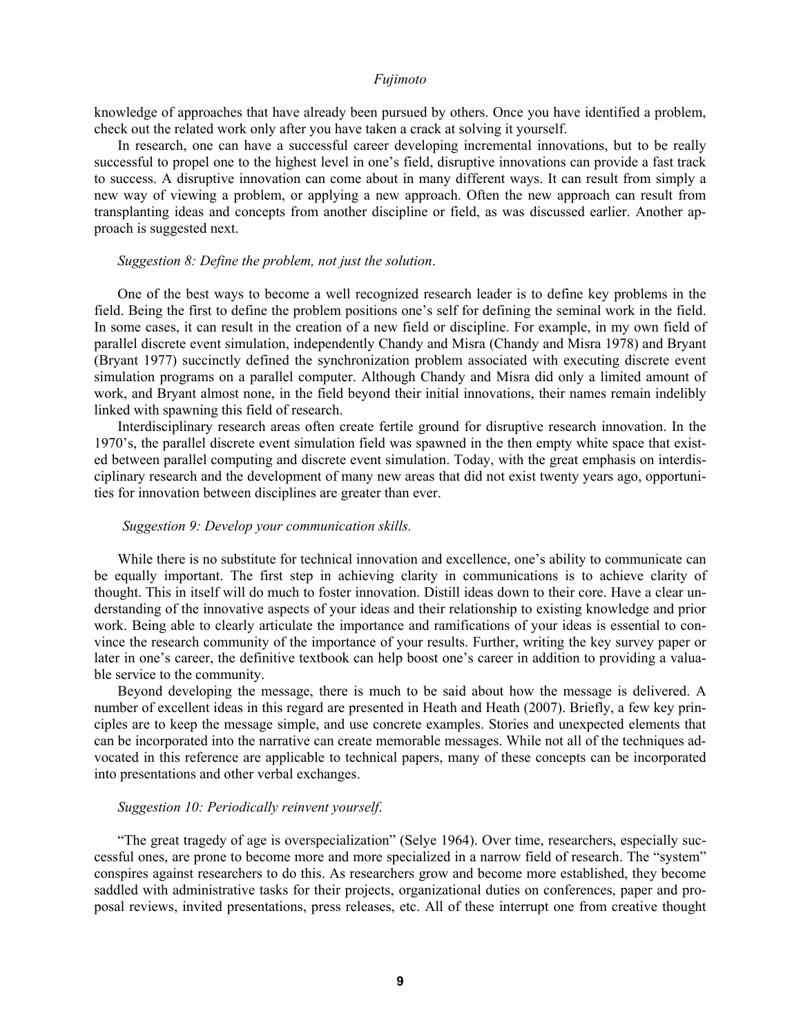knowledge of approaches that have already been pursued by others. Once you have identified a problem, check out the related work only after you have taken a crack at solving it yourself.

In research, one can have a successful career developing incremental innovations, but to be really successful to propel one to the highest level in one's field, disruptive innovations can provide a fast track to success. A disruptive innovation can come about in many different ways. It can result from simply a new way of viewing a problem, or applying a new approach. Often the new approach can result from transplanting ideas and concepts from another discipline or field, as was discussed earlier. Another approach is suggested next.

*Suggestion 8: Define the problem, not just the solution*.

One of the best ways to become a well recognized research leader is to define key problems in the field. Being the first to define the problem positions one's self for defining the seminal work in the field. In some cases, it can result in the creation of a new field or discipline. For example, in my own field of parallel discrete event simulation, independently Chandy and Misra (Chandy and Misra 1978) and Bryant (Bryant 1977) succinctly defined the synchronization problem associated with executing discrete event simulation programs on a parallel computer. Although Chandy and Misra did only a limited amount of work, and Bryant almost none, in the field beyond their initial innovations, their names remain indelibly linked with spawning this field of research.

Interdisciplinary research areas often create fertile ground for disruptive research innovation. In the 1970's, the parallel discrete event simulation field was spawned in the then empty white space that existed between parallel computing and discrete event simulation. Today, with the great emphasis on interdisciplinary research and the development of many new areas that did not exist twenty years ago, opportunities for innovation between disciplines are greater than ever.

*Suggestion 9: Develop your communication skills.*

While there is no substitute for technical innovation and excellence, one's ability to communicate can be equally important. The first step in achieving clarity in communications is to achieve clarity of thought. This in itself will do much to foster innovation. Distill ideas down to their core. Have a clear understanding of the innovative aspects of your ideas and their relationship to existing knowledge and prior work. Being able to clearly articulate the importance and ramifications of your ideas is essential to convince the research community of the importance of your results. Further, writing the key survey paper or later in one's career, the definitive textbook can help boost one's career in addition to providing a valuable service to the community.

Beyond developing the message, there is much to be said about how the message is delivered. A number of excellent ideas in this regard are presented in Heath and Heath (2007). Briefly, a few key principles are to keep the message simple, and use concrete examples. Stories and unexpected elements that can be incorporated into the narrative can create memorable messages. While not all of the techniques advocated in this reference are applicable to technical papers, many of these concepts can be incorporated into presentations and other verbal exchanges.

*Suggestion 10: Periodically reinvent yourself.*

"The great tragedy of age is overspecialization" (Selye 1964). Over time, researchers, especially successful ones, are prone to become more and more specialized in a narrow field of research. The "system" conspires against researchers to do this. As researchers grow and become more established, they become saddled with administrative tasks for their projects, organizational duties on conferences, paper and proposal reviews, invited presentations, press releases, etc. All of these interrupt one from creative thought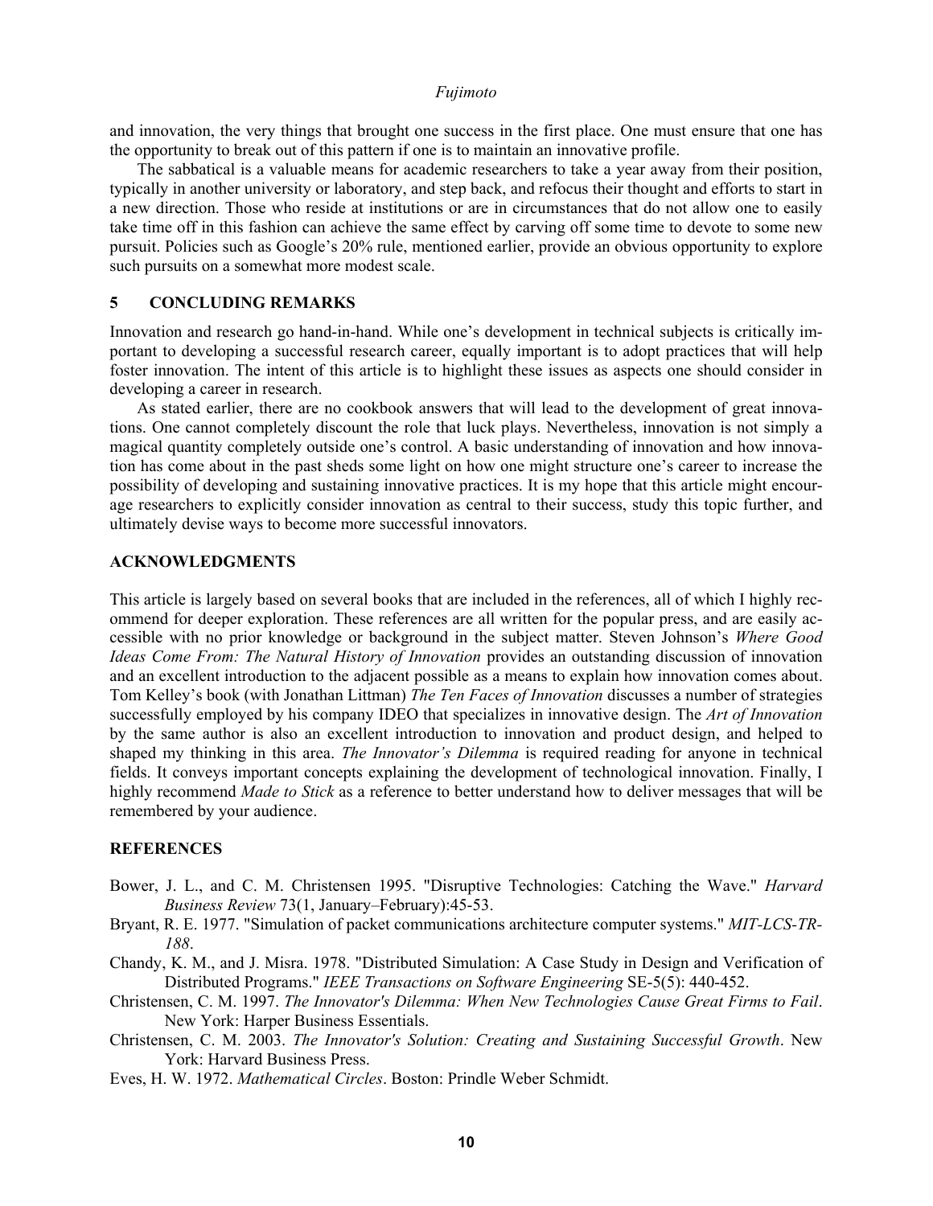and innovation, the very things that brought one success in the first place. One must ensure that one has the opportunity to break out of this pattern if one is to maintain an innovative profile.

The sabbatical is a valuable means for academic researchers to take a year away from their position, typically in another university or laboratory, and step back, and refocus their thought and efforts to start in a new direction. Those who reside at institutions or are in circumstances that do not allow one to easily take time off in this fashion can achieve the same effect by carving off some time to devote to some new pursuit. Policies such as Google's 20% rule, mentioned earlier, provide an obvious opportunity to explore such pursuits on a somewhat more modest scale.

## 5 CONCLUDING REMARKS

Innovation and research go hand-in-hand. While one's development in technical subjects is critically important to developing a successful research career, equally important is to adopt practices that will help foster innovation. The intent of this article is to highlight these issues as aspects one should consider in developing a career in research.

As stated earlier, there are no cookbook answers that will lead to the development of great innovations. One cannot completely discount the role that luck plays. Nevertheless, innovation is not simply a magical quantity completely outside one's control. A basic understanding of innovation and how innovation has come about in the past sheds some light on how one might structure one's career to increase the possibility of developing and sustaining innovative practices. It is my hope that this article might encourage researchers to explicitly consider innovation as central to their success, study this topic further, and ultimately devise ways to become more successful innovators.

## ACKNOWLEDGMENTS

This article is largely based on several books that are included in the references, all of which I highly recommend for deeper exploration. These references are all written for the popular press, and are easily accessible with no prior knowledge or background in the subject matter. Steven Johnson's *Where Good Ideas Come From: The Natural History of Innovation* provides an outstanding discussion of innovation and an excellent introduction to the adjacent possible as a means to explain how innovation comes about. Tom Kelley's book (with Jonathan Littman) *The Ten Faces of Innovation* discusses a number of strategies successfully employed by his company IDEO that specializes in innovative design. The *Art of Innovation* by the same author is also an excellent introduction to innovation and product design, and helped to shaped my thinking in this area. *The Innovator's Dilemma* is required reading for anyone in technical fields. It conveys important concepts explaining the development of technological innovation. Finally, I highly recommend *Made to Stick* as a reference to better understand how to deliver messages that will be remembered by your audience.

## REFERENCES

Bower, J. L., and C. M. Christensen 1995. "Disruptive Technologies: Catching the Wave." *Harvard Business Review* 73(1, January–February):45-53.

Bryant, R. E. 1977. "Simulation of packet communications architecture computer systems." *MIT-LCS-TR-188*.

Chandy, K. M., and J. Misra. 1978. "Distributed Simulation: A Case Study in Design and Verification of Distributed Programs." *IEEE Transactions on Software Engineering* SE-5(5): 440-452.

Christensen, C. M. 1997. *The Innovator's Dilemma: When New Technologies Cause Great Firms to Fail*. New York: Harper Business Essentials.

Christensen, C. M. 2003. *The Innovator's Solution: Creating and Sustaining Successful Growth*. New York: Harvard Business Press.

Eves, H. W. 1972. *Mathematical Circles*. Boston: Prindle Weber Schmidt.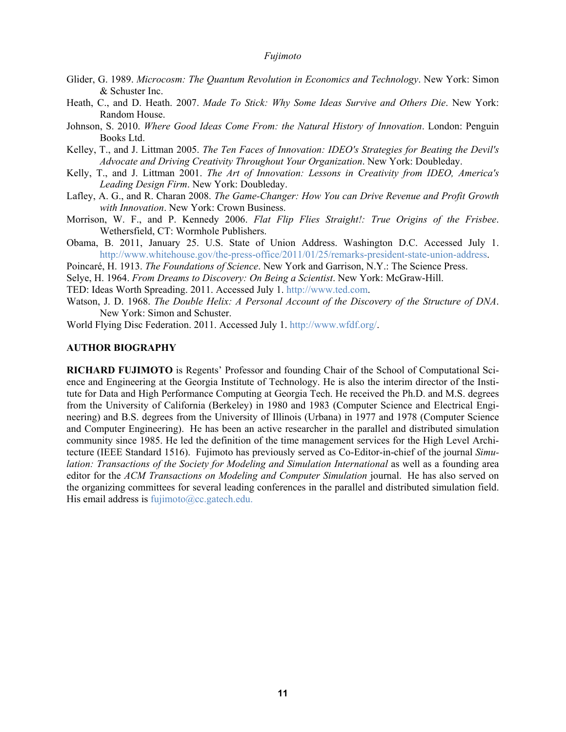Glider, G. 1989. *Microcosm: The Quantum Revolution in Economics and Technology*. New York: Simon & Schuster Inc.

Heath, C., and D. Heath. 2007. *Made To Stick: Why Some Ideas Survive and Others Die*. New York: Random House.

Johnson, S. 2010. *Where Good Ideas Come From: the Natural History of Innovation*. London: Penguin Books Ltd.

Kelley, T., and J. Littman 2005. *The Ten Faces of Innovation: IDEO's Strategies for Beating the Devil's Advocate and Driving Creativity Throughout Your Organization*. New York: Doubleday.

Kelly, T., and J. Littman 2001. *The Art of Innovation: Lessons in Creativity from IDEO, America's Leading Design Firm*. New York: Doubleday.

Lafley, A. G., and R. Charan 2008. *The Game-Changer: How You can Drive Revenue and Profit Growth with Innovation*. New York: Crown Business.

Morrison, W. F., and P. Kennedy 2006. *Flat Flip Flies Straight!: True Origins of the Frisbee*. Wethersfield, CT: Wormhole Publishers.

Obama, B. 2011, January 25. U.S. State of Union Address. Washington D.C. Accessed July 1. http://www.whitehouse.gov/the-press-office/2011/01/25/remarks-president-state-union-address.

Poincaré, H. 1913. *The Foundations of Science*. New York and Garrison, N.Y.: The Science Press.

Selye, H. 1964. *From Dreams to Discovery: On Being a Scientist*. New York: McGraw-Hill.

TED: Ideas Worth Spreading. 2011. Accessed July 1. http://www.ted.com.

Watson, J. D. 1968. *The Double Helix: A Personal Account of the Discovery of the Structure of DNA*. New York: Simon and Schuster.

World Flying Disc Federation. 2011. Accessed July 1. http://www.wfdf.org/.

## AUTHOR BIOGRAPHY

**RICHARD FUJIMOTO** is Regents' Professor and founding Chair of the School of Computational Science and Engineering at the Georgia Institute of Technology. He is also the interim director of the Institute for Data and High Performance Computing at Georgia Tech. He received the Ph.D. and M.S. degrees from the University of California (Berkeley) in 1980 and 1983 (Computer Science and Electrical Engineering) and B.S. degrees from the University of Illinois (Urbana) in 1977 and 1978 (Computer Science and Computer Engineering). He has been an active researcher in the parallel and distributed simulation community since 1985. He led the definition of the time management services for the High Level Architecture (IEEE Standard 1516). Fujimoto has previously served as Co-Editor-in-chief of the journal *Simulation: Transactions of the Society for Modeling and Simulation International* as well as a founding area editor for the *ACM Transactions on Modeling and Computer Simulation* journal. He has also served on the organizing committees for several leading conferences in the parallel and distributed simulation field. His email address is fujimoto@cc.gatech.edu.